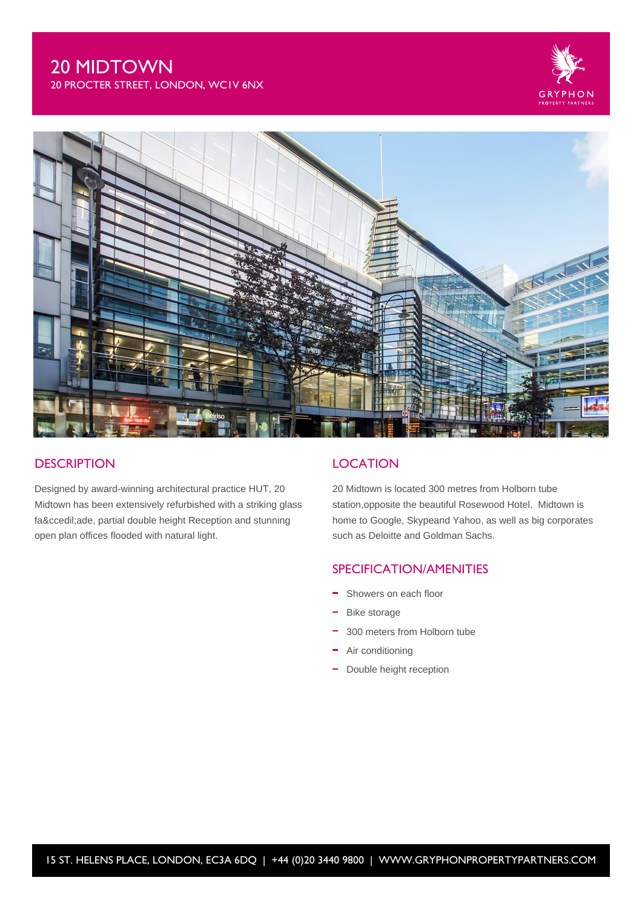# 20 MIDTOWN

20 PROCTER STREET, LONDON, WC1V 6NX

GRYPHON PROPERTY PARTNERS

## DESCRIPTION

Designed by award-winning architectural practice HUT, 20 Midtown has been extensively refurbished with a striking glass fa&ccedil;ade, partial double height Reception and stunning open plan offices flooded with natural light.

## LOCATION

20 Midtown is located 300 metres from Holborn tube station,opposite the beautiful Rosewood Hotel.  Midtown is home to Google, Skypeand Yahoo, as well as big corporates such as Deloitte and Goldman Sachs.

## SPECIFICATION/AMENITIES

- Showers on each floor
- Bike storage
- 300 meters from Holborn tube
- Air conditioning
- Double height reception

15 ST. HELENS PLACE, LONDON, EC3A 6DQ | +44 (0)20 3440 9800 | WWW.GRYPHONPROPERTYPARTNERS.COM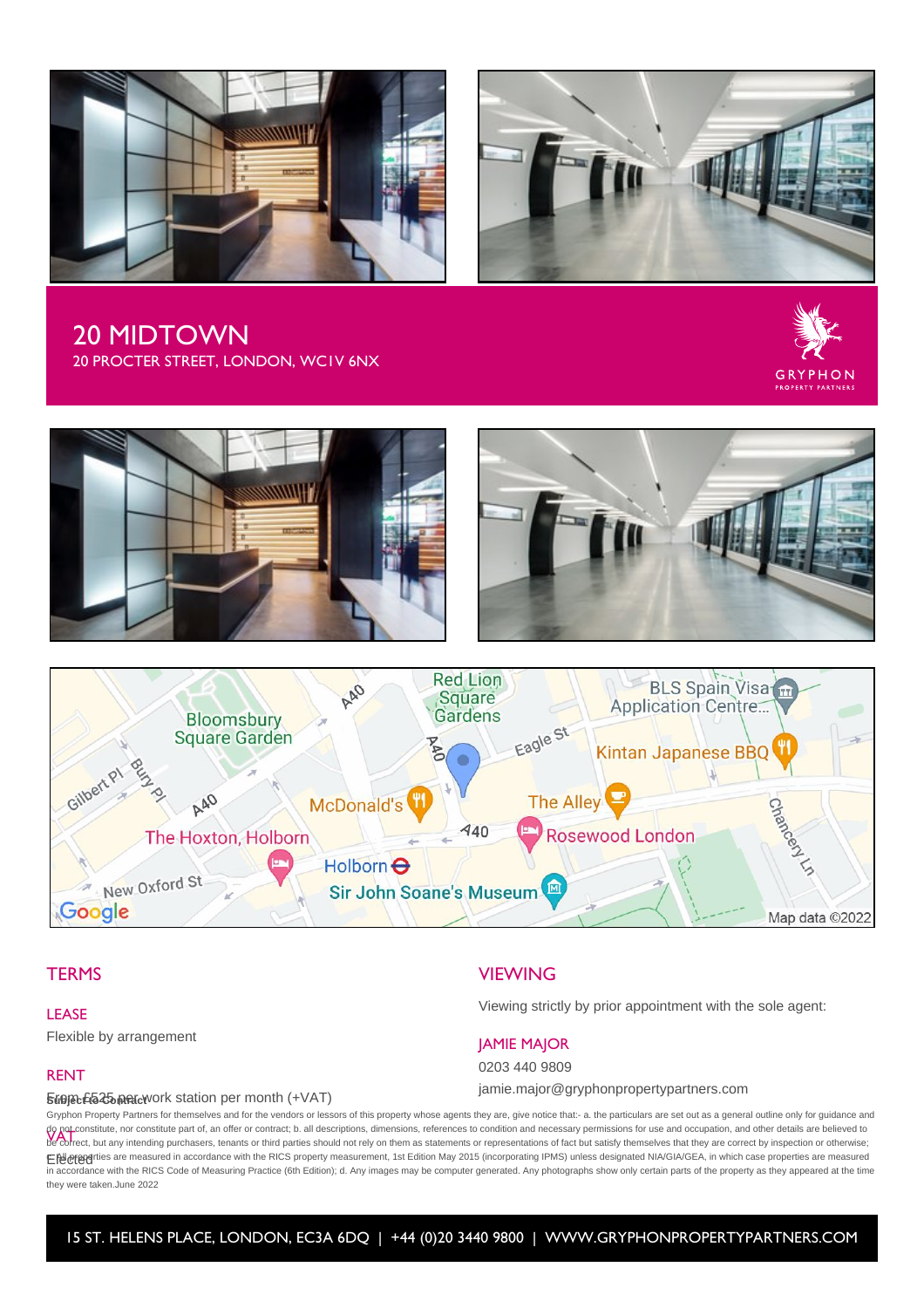# 20 MIDTOWN

20 PROCTER STREET, LONDON, WC1V 6NX

## TERMS

### LEASE

Flexible by arrangement

### RENT

From £525 per work station per month (+VAT)

Subject to Contract

### VAT

Elected

## VIEWING

Viewing strictly by prior appointment with the sole agent:

### JAMIE MAJOR

0203 440 9809

jamie.major@gryphonpropertypartners.com

Gryphon Property Partners for themselves and for the vendors or lessors of this property whose agents they are, give notice that:- a. the particulars are set out as a general outline only for guidance and do not constitute, nor constitute part of, an offer or contract; b. all descriptions, dimensions, references to condition and necessary permissions for use and occupation, and other details are believed to be correct, but any intending purchasers, tenants or third parties should not rely on them as statements or representations of fact but satisfy themselves that they are correct by inspection or otherwise; c. All properties are measured in accordance with the RICS property measurement, 1st Edition May 2015 (incorporating IPMS) unless designated NIA/GIA/GEA, in which case properties are measured in accordance with the RICS Code of Measuring Practice (6th Edition); d. Any images may be computer generated. Any photographs show only certain parts of the property as they appeared at the time they were taken.June 2022

15 ST. HELENS PLACE, LONDON, EC3A 6DQ | +44 (0)20 3440 9800 | WWW.GRYPHONPROPERTYPARTNERS.COM